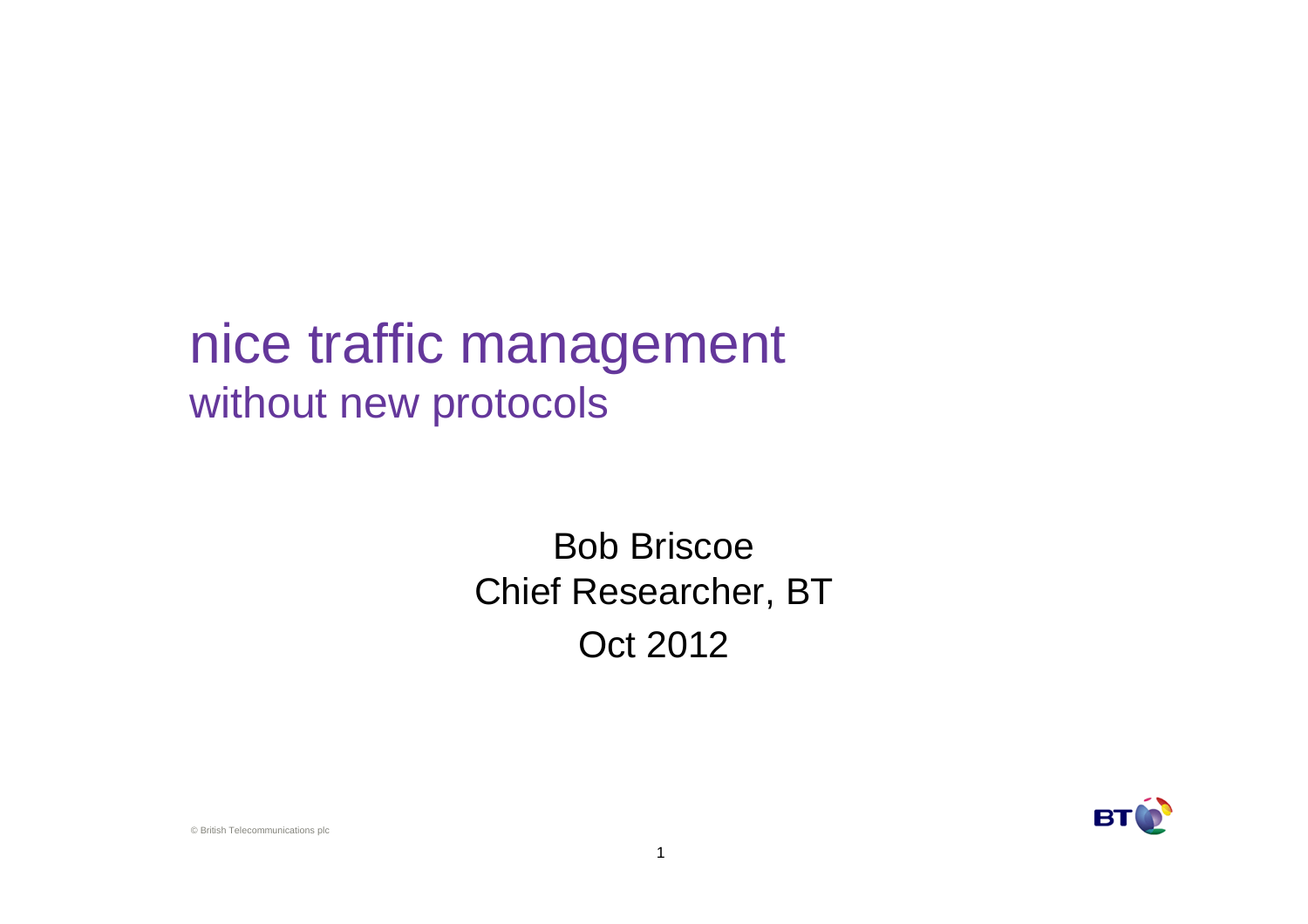# nice traffic management

## without new protocols

Bob Briscoe
Chief Researcher, BT
Oct 2012

© British Telecommunications plc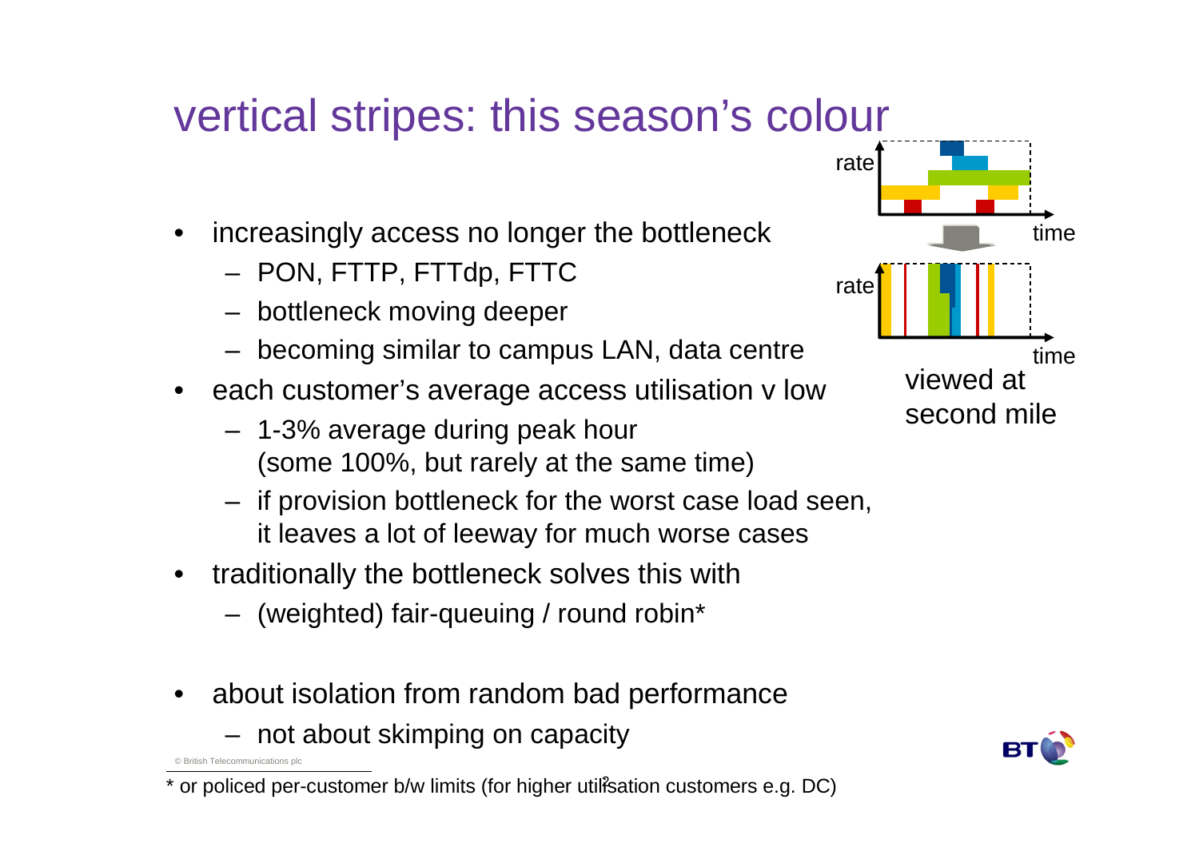# vertical stripes: this season's colour

- increasingly access no longer the bottleneck
  - PON, FTTP, FTTdp, FTTC
  - bottleneck moving deeper
  - becoming similar to campus LAN, data centre
- each customer's average access utilisation v low
  - 1-3% average during peak hour (some 100%, but rarely at the same time)
  - if provision bottleneck for the worst case load seen, it leaves a lot of leeway for much worse cases
- traditionally the bottleneck solves this with
  - (weighted) fair-queuing / round robin*
- about isolation from random bad performance
  - not about skimping on capacity

rate time

rate time

viewed at second mile

* or policed per-customer b/w limits (for higher utilisation customers e.g. DC)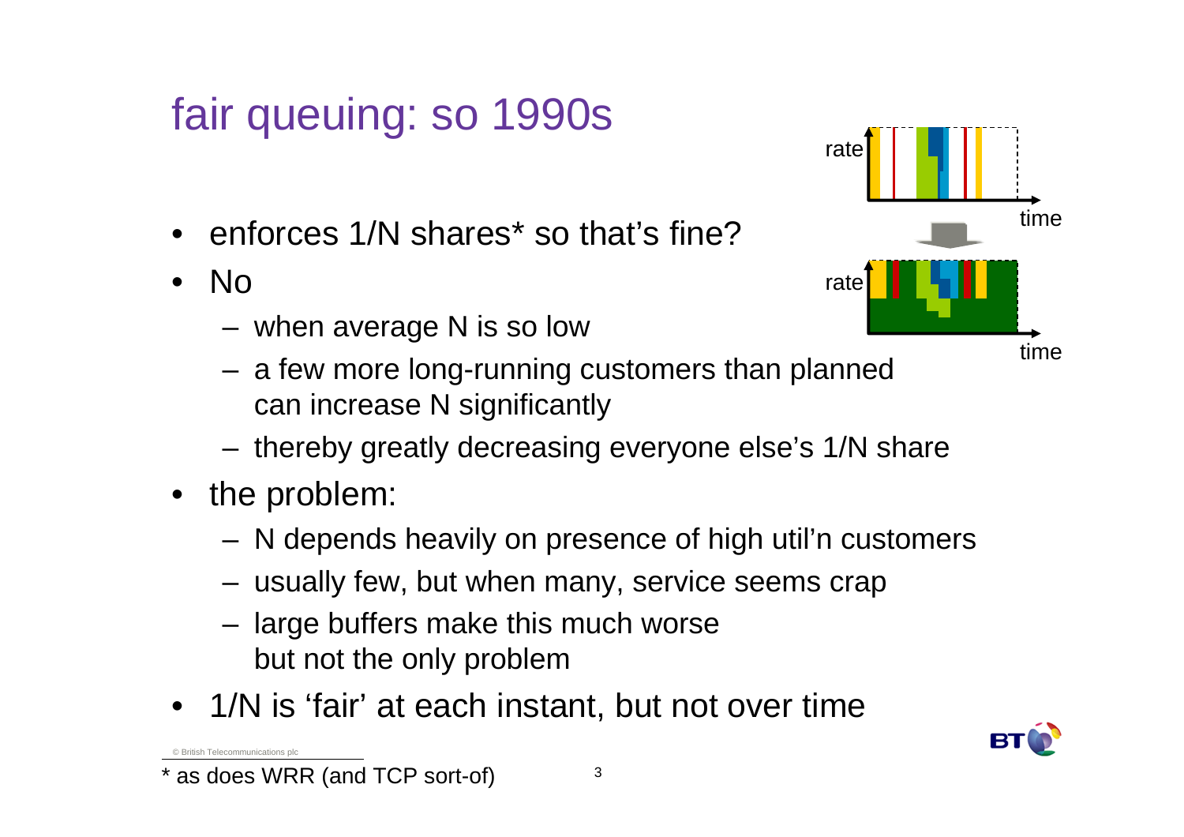# fair queuing: so 1990s

- enforces 1/N shares* so that's fine?
- No
  - when average N is so low
  - a few more long-running customers than planned can increase N significantly
  - thereby greatly decreasing everyone else's 1/N share
- the problem:
  - N depends heavily on presence of high util'n customers
  - usually few, but when many, service seems crap
  - large buffers make this much worse but not the only problem
- 1/N is 'fair' at each instant, but not over time

* as does WRR (and TCP sort-of)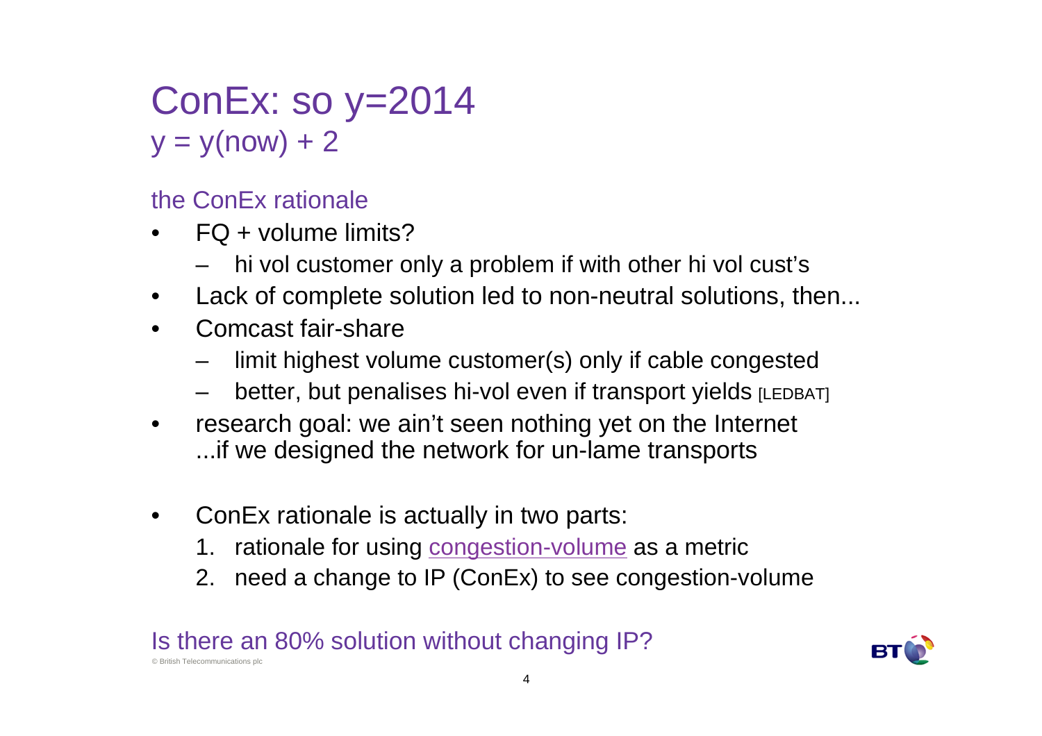# ConEx: so y=2014

## y = y(now) + 2

### the ConEx rationale

- FQ + volume limits?
  - hi vol customer only a problem if with other hi vol cust's
- Lack of complete solution led to non-neutral solutions, then...
- Comcast fair-share
  - limit highest volume customer(s) only if cable congested
  - better, but penalises hi-vol even if transport yields [LEDBAT]
- research goal: we ain't seen nothing yet on the Internet ...if we designed the network for un-lame transports

- ConEx rationale is actually in two parts:
  1. rationale for using congestion-volume as a metric
  2. need a change to IP (ConEx) to see congestion-volume

Is there an 80% solution without changing IP?

© British Telecommunications plc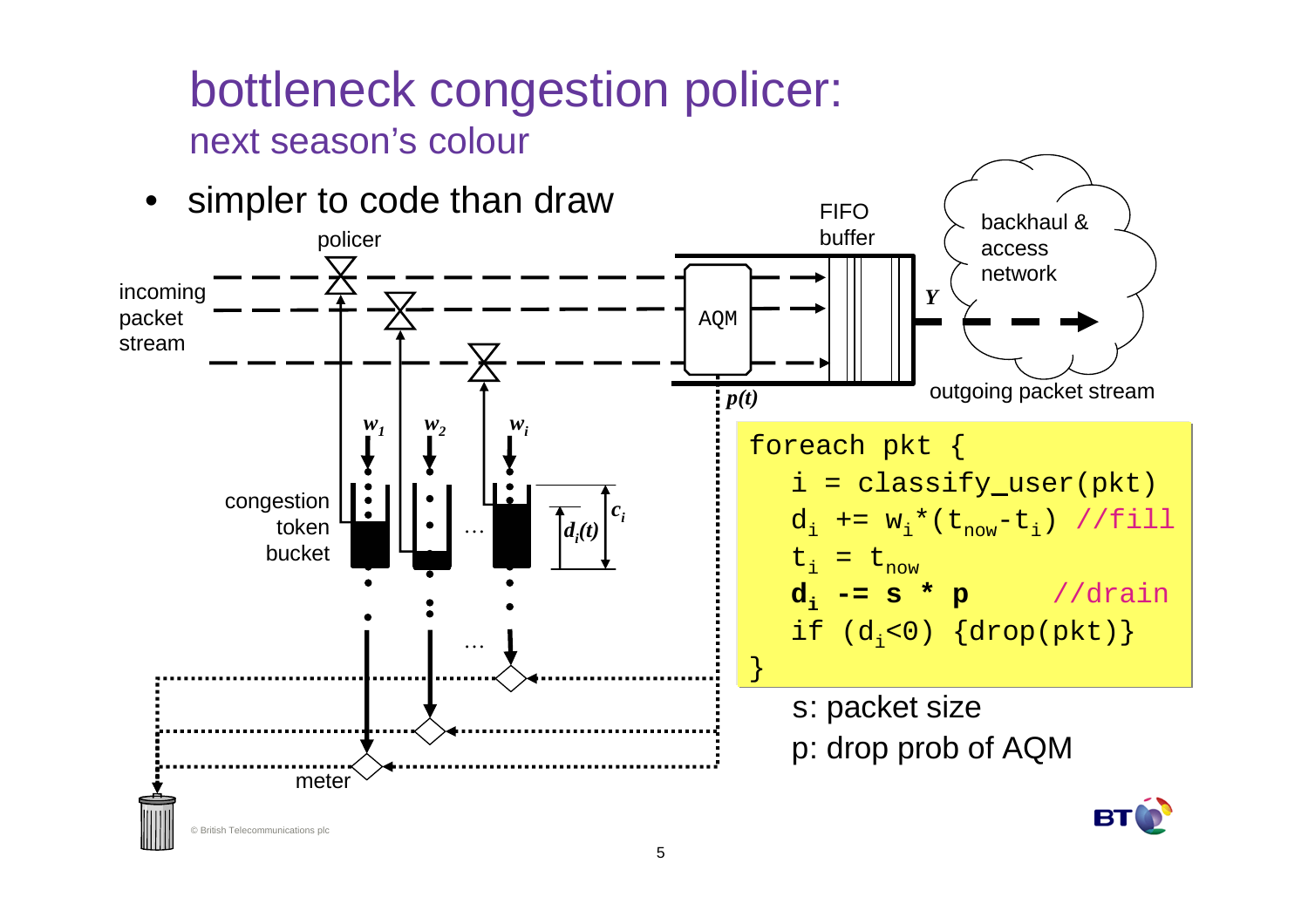# bottleneck congestion policer:

## next season's colour

- simpler to code than draw

```
foreach pkt {
   i = classify_user(pkt)
   d_i += w_i*(t_now-t_i) //fill
   t_i = t_now
   d_i -= s * p       //drain
   if (d_i<0) {drop(pkt)}
}
```

s: packet size

p: drop prob of AQM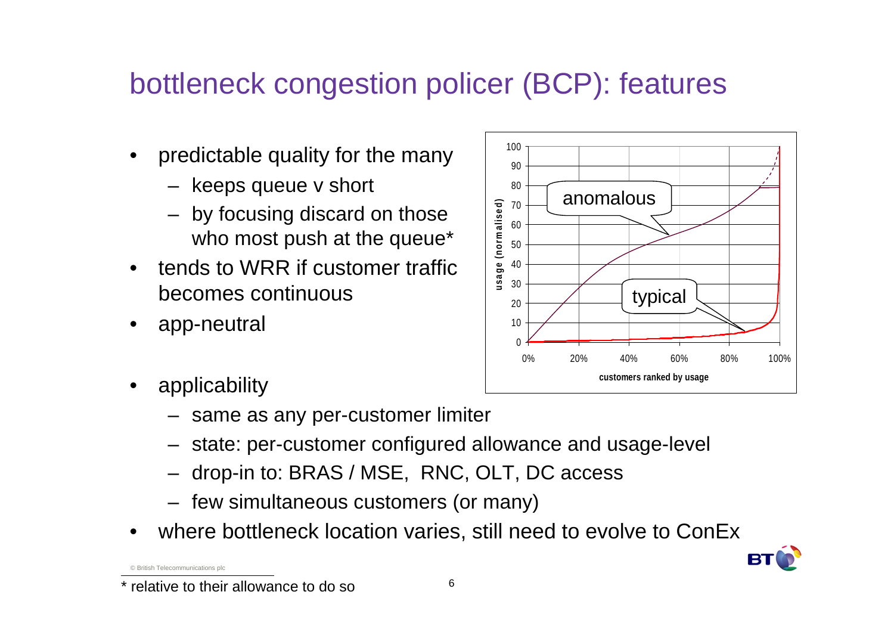# bottleneck congestion policer (BCP): features

- predictable quality for the many
  - keeps queue v short
  - by focusing discard on those who most push at the queue*
- tends to WRR if customer traffic becomes continuous
- app-neutral
- applicability
  - same as any per-customer limiter
  - state: per-customer configured allowance and usage-level
  - drop-in to: BRAS / MSE, RNC, OLT, DC access
  - few simultaneous customers (or many)
- where bottleneck location varies, still need to evolve to ConEx

© British Telecommunications plc

\* relative to their allowance to do so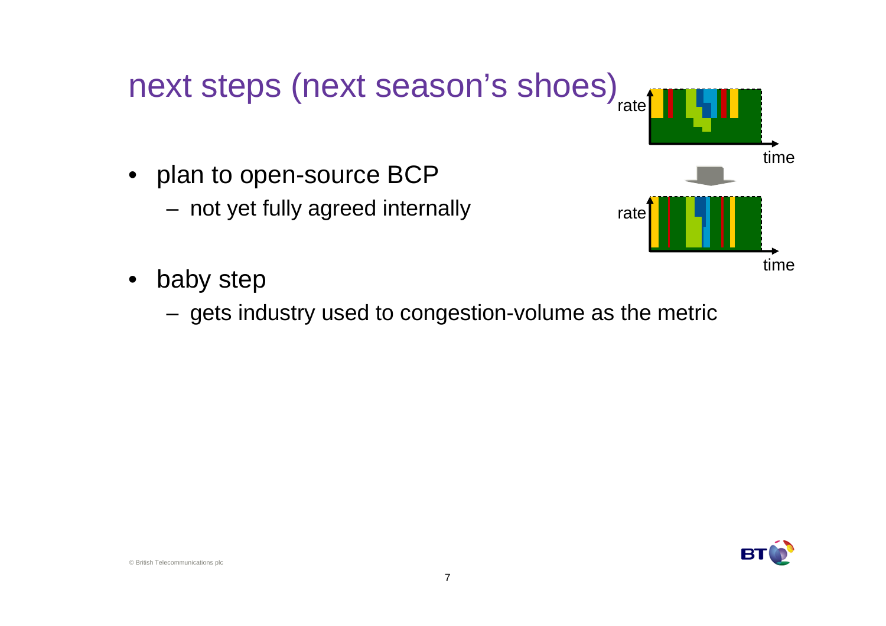# next steps (next season's shoes)

- plan to open-source BCP
  - not yet fully agreed internally
- baby step
  - gets industry used to congestion-volume as the metric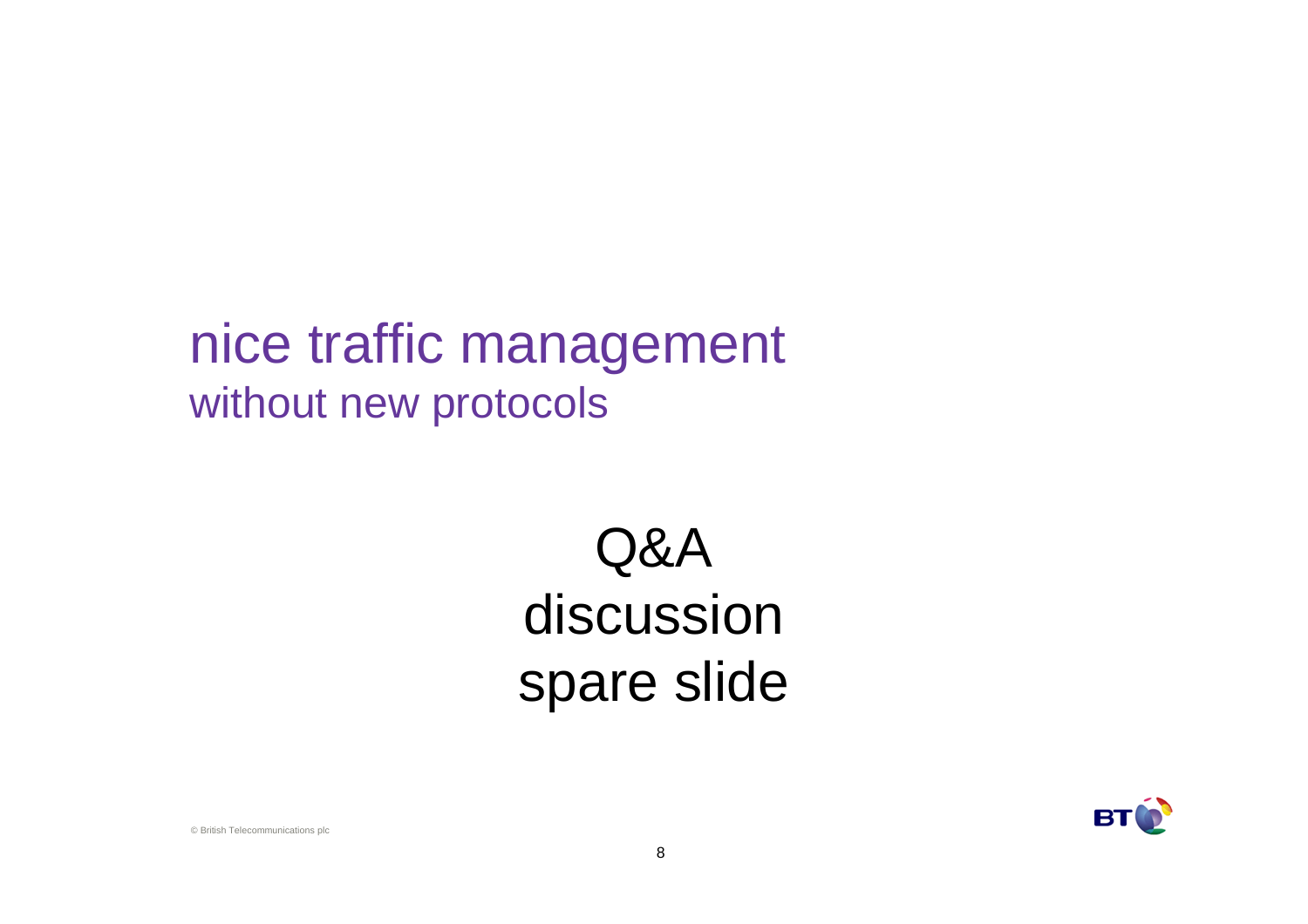# nice traffic management
## without new protocols

Q&A
discussion
spare slide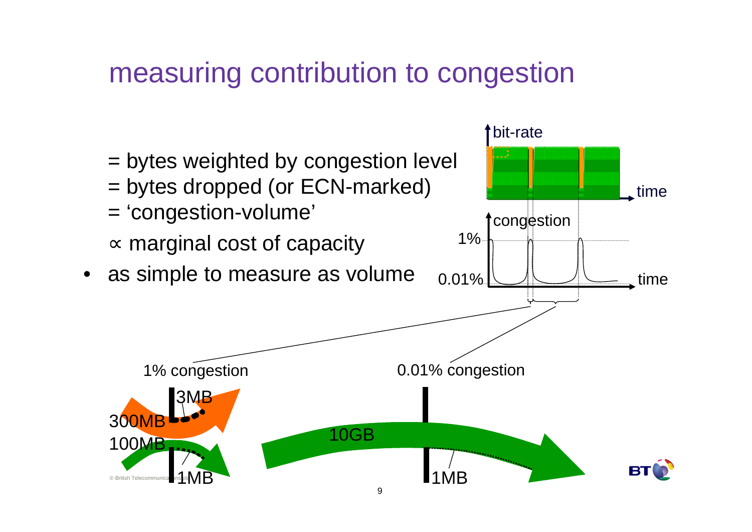# measuring contribution to congestion

= bytes weighted by congestion level
= bytes dropped (or ECN-marked)
= 'congestion-volume'
∝ marginal cost of capacity

- as simple to measure as volume

bit-rate

time

congestion

1%

0.01%

time

1% congestion

3MB

300MB

100MB

1MB

10GB

0.01% congestion

1MB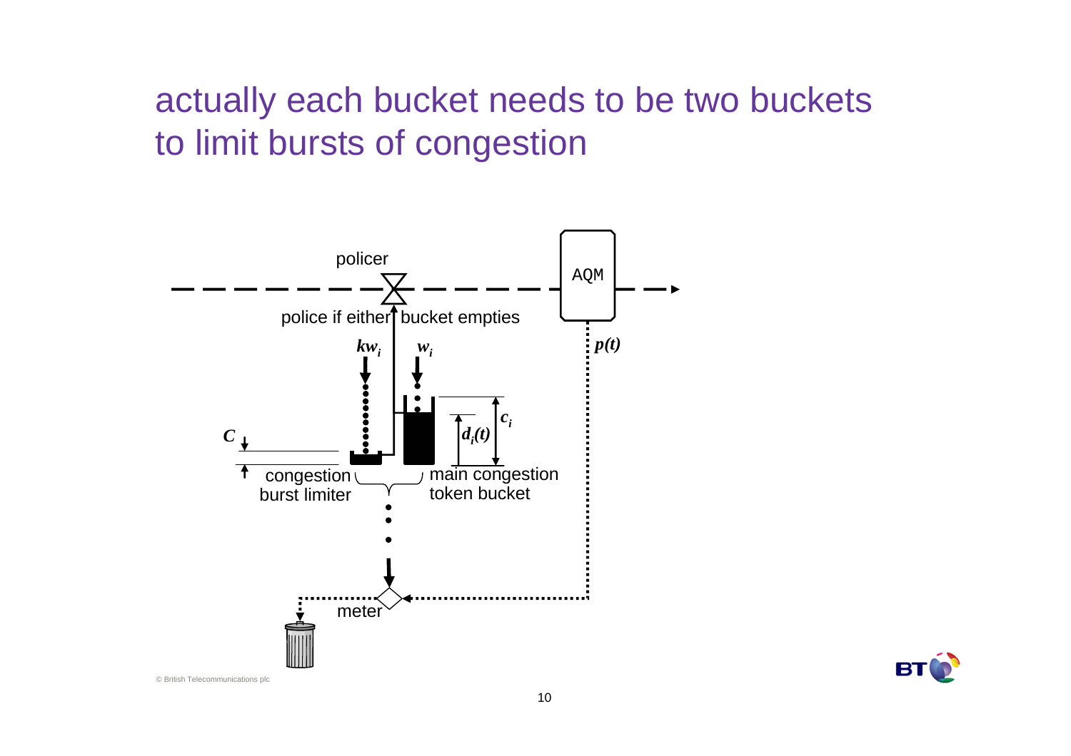# actually each bucket needs to be two buckets to limit bursts of congestion

policer

AQM

police if either bucket empties

$kw_i$

$w_i$

$p(t)$

$C$

$c_i$

$d_i(t)$

congestion burst limiter

main congestion token bucket

meter

© British Telecommunications plc